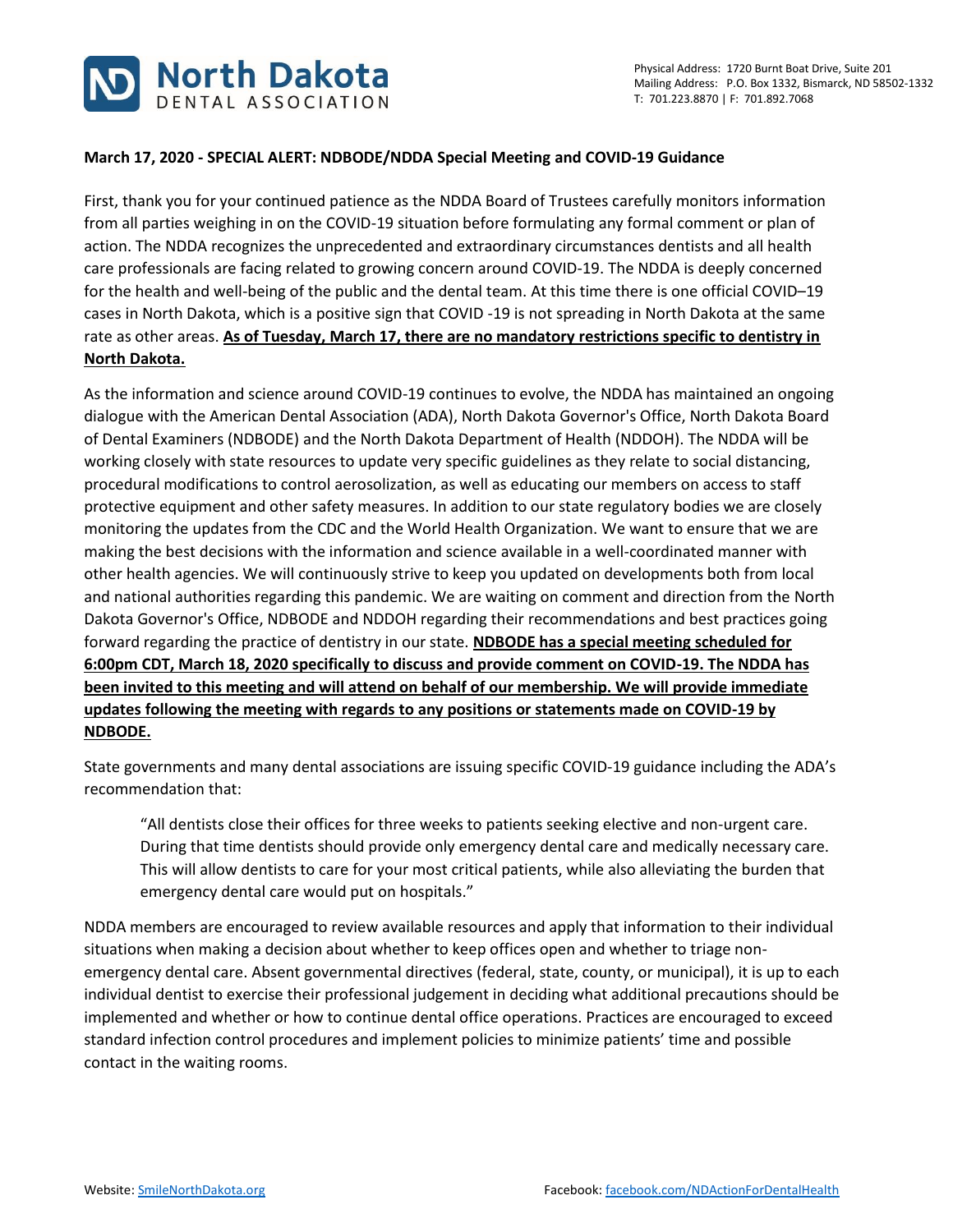# North Dakota DENTAL ASSOCIATION

Physical Address: 1720 Burnt Boat Drive, Suite 201
Mailing Address: P.O. Box 1332, Bismarck, ND 58502-1332
T: 701.223.8870 | F: 701.892.7068

**March 17, 2020 - SPECIAL ALERT: NDBODE/NDDA Special Meeting and COVID-19 Guidance**

First, thank you for your continued patience as the NDDA Board of Trustees carefully monitors information from all parties weighing in on the COVID-19 situation before formulating any formal comment or plan of action. The NDDA recognizes the unprecedented and extraordinary circumstances dentists and all health care professionals are facing related to growing concern around COVID-19. The NDDA is deeply concerned for the health and well-being of the public and the dental team. At this time there is one official COVID–19 cases in North Dakota, which is a positive sign that COVID -19 is not spreading in North Dakota at the same rate as other areas. **As of Tuesday, March 17, there are no mandatory restrictions specific to dentistry in North Dakota.**

As the information and science around COVID-19 continues to evolve, the NDDA has maintained an ongoing dialogue with the American Dental Association (ADA), North Dakota Governor's Office, North Dakota Board of Dental Examiners (NDBODE) and the North Dakota Department of Health (NDDOH). The NDDA will be working closely with state resources to update very specific guidelines as they relate to social distancing, procedural modifications to control aerosolization, as well as educating our members on access to staff protective equipment and other safety measures. In addition to our state regulatory bodies we are closely monitoring the updates from the CDC and the World Health Organization. We want to ensure that we are making the best decisions with the information and science available in a well-coordinated manner with other health agencies. We will continuously strive to keep you updated on developments both from local and national authorities regarding this pandemic. We are waiting on comment and direction from the North Dakota Governor's Office, NDBODE and NDDOH regarding their recommendations and best practices going forward regarding the practice of dentistry in our state. **NDBODE has a special meeting scheduled for 6:00pm CDT, March 18, 2020 specifically to discuss and provide comment on COVID-19. The NDDA has been invited to this meeting and will attend on behalf of our membership. We will provide immediate updates following the meeting with regards to any positions or statements made on COVID-19 by NDBODE.**

State governments and many dental associations are issuing specific COVID-19 guidance including the ADA's recommendation that:

> "All dentists close their offices for three weeks to patients seeking elective and non-urgent care. During that time dentists should provide only emergency dental care and medically necessary care. This will allow dentists to care for your most critical patients, while also alleviating the burden that emergency dental care would put on hospitals."

NDDA members are encouraged to review available resources and apply that information to their individual situations when making a decision about whether to keep offices open and whether to triage non-emergency dental care. Absent governmental directives (federal, state, county, or municipal), it is up to each individual dentist to exercise their professional judgement in deciding what additional precautions should be implemented and whether or how to continue dental office operations. Practices are encouraged to exceed standard infection control procedures and implement policies to minimize patients' time and possible contact in the waiting rooms.

Website: SmileNorthDakota.org | Facebook: facebook.com/NDActionForDentalHealth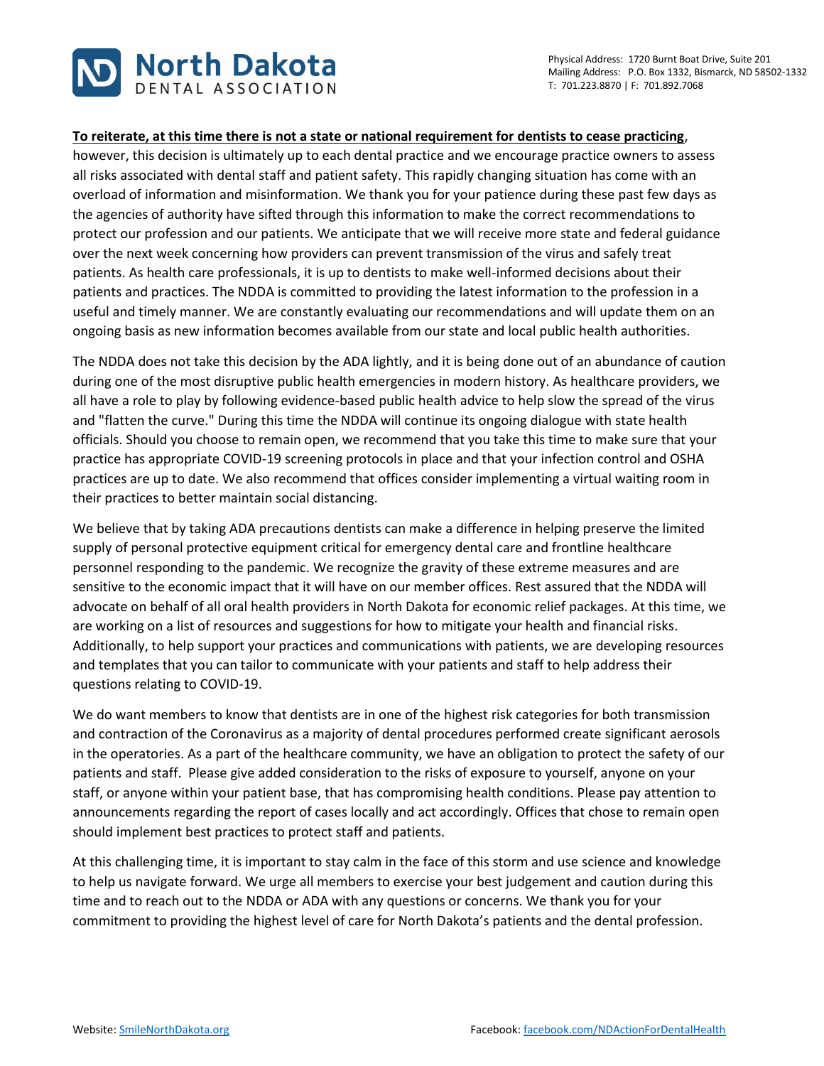**To reiterate, at this time there is not a state or national requirement for dentists to cease practicing**, however, this decision is ultimately up to each dental practice and we encourage practice owners to assess all risks associated with dental staff and patient safety. This rapidly changing situation has come with an overload of information and misinformation. We thank you for your patience during these past few days as the agencies of authority have sifted through this information to make the correct recommendations to protect our profession and our patients. We anticipate that we will receive more state and federal guidance over the next week concerning how providers can prevent transmission of the virus and safely treat patients. As health care professionals, it is up to dentists to make well-informed decisions about their patients and practices. The NDDA is committed to providing the latest information to the profession in a useful and timely manner. We are constantly evaluating our recommendations and will update them on an ongoing basis as new information becomes available from our state and local public health authorities.

The NDDA does not take this decision by the ADA lightly, and it is being done out of an abundance of caution during one of the most disruptive public health emergencies in modern history. As healthcare providers, we all have a role to play by following evidence-based public health advice to help slow the spread of the virus and "flatten the curve." During this time the NDDA will continue its ongoing dialogue with state health officials. Should you choose to remain open, we recommend that you take this time to make sure that your practice has appropriate COVID-19 screening protocols in place and that your infection control and OSHA practices are up to date. We also recommend that offices consider implementing a virtual waiting room in their practices to better maintain social distancing.

We believe that by taking ADA precautions dentists can make a difference in helping preserve the limited supply of personal protective equipment critical for emergency dental care and frontline healthcare personnel responding to the pandemic. We recognize the gravity of these extreme measures and are sensitive to the economic impact that it will have on our member offices. Rest assured that the NDDA will advocate on behalf of all oral health providers in North Dakota for economic relief packages. At this time, we are working on a list of resources and suggestions for how to mitigate your health and financial risks. Additionally, to help support your practices and communications with patients, we are developing resources and templates that you can tailor to communicate with your patients and staff to help address their questions relating to COVID-19.

We do want members to know that dentists are in one of the highest risk categories for both transmission and contraction of the Coronavirus as a majority of dental procedures performed create significant aerosols in the operatories. As a part of the healthcare community, we have an obligation to protect the safety of our patients and staff. Please give added consideration to the risks of exposure to yourself, anyone on your staff, or anyone within your patient base, that has compromising health conditions. Please pay attention to announcements regarding the report of cases locally and act accordingly. Offices that chose to remain open should implement best practices to protect staff and patients.

At this challenging time, it is important to stay calm in the face of this storm and use science and knowledge to help us navigate forward. We urge all members to exercise your best judgement and caution during this time and to reach out to the NDDA or ADA with any questions or concerns. We thank you for your commitment to providing the highest level of care for North Dakota's patients and the dental profession.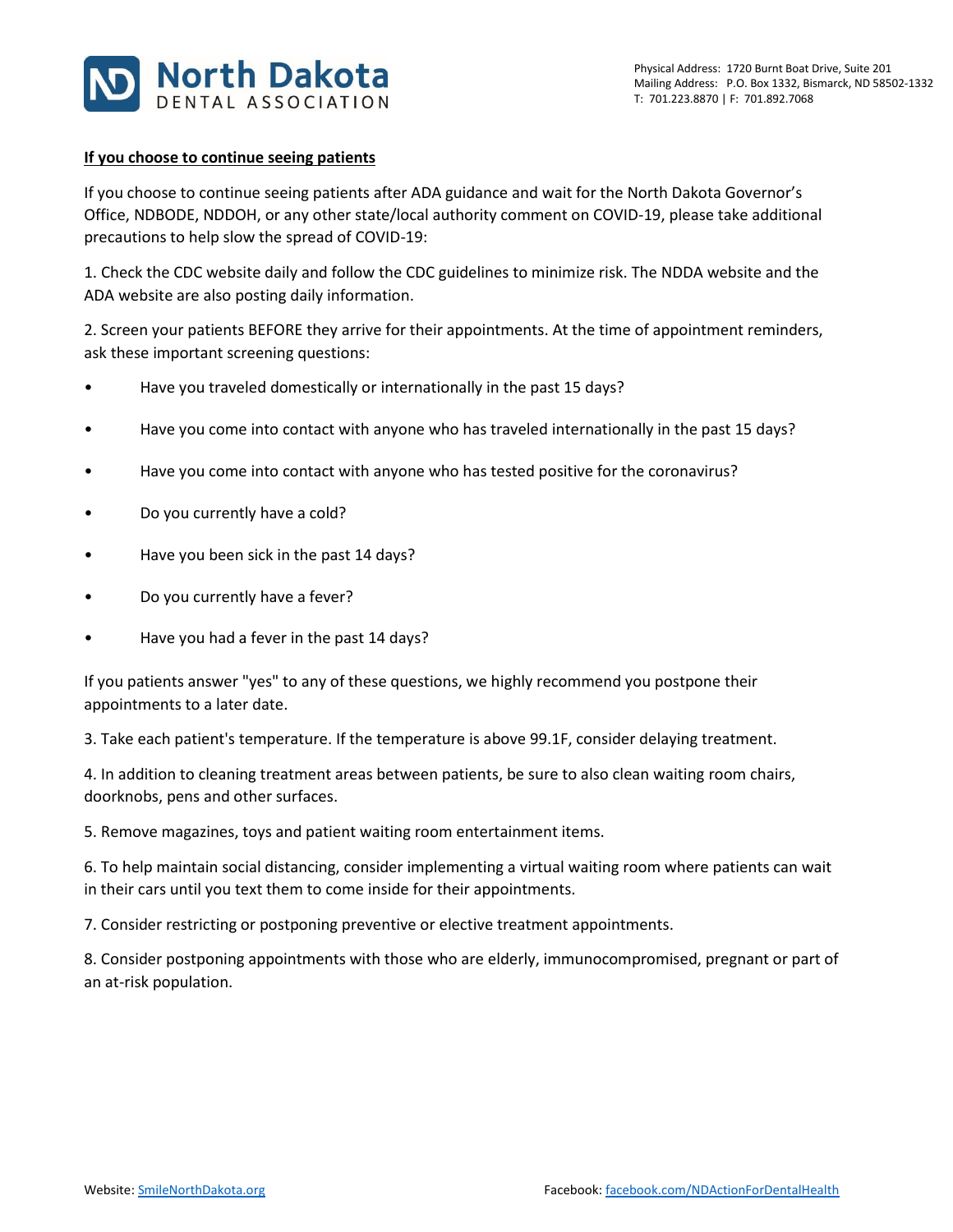**If you choose to continue seeing patients**

If you choose to continue seeing patients after ADA guidance and wait for the North Dakota Governor's Office, NDBODE, NDDOH, or any other state/local authority comment on COVID-19, please take additional precautions to help slow the spread of COVID-19:

1. Check the CDC website daily and follow the CDC guidelines to minimize risk. The NDDA website and the ADA website are also posting daily information.

2. Screen your patients BEFORE they arrive for their appointments. At the time of appointment reminders, ask these important screening questions:

- Have you traveled domestically or internationally in the past 15 days?
- Have you come into contact with anyone who has traveled internationally in the past 15 days?
- Have you come into contact with anyone who has tested positive for the coronavirus?
- Do you currently have a cold?
- Have you been sick in the past 14 days?
- Do you currently have a fever?
- Have you had a fever in the past 14 days?

If you patients answer "yes" to any of these questions, we highly recommend you postpone their appointments to a later date.

3. Take each patient's temperature. If the temperature is above 99.1F, consider delaying treatment.

4. In addition to cleaning treatment areas between patients, be sure to also clean waiting room chairs, doorknobs, pens and other surfaces.

5. Remove magazines, toys and patient waiting room entertainment items.

6. To help maintain social distancing, consider implementing a virtual waiting room where patients can wait in their cars until you text them to come inside for their appointments.

7. Consider restricting or postponing preventive or elective treatment appointments.

8. Consider postponing appointments with those who are elderly, immunocompromised, pregnant or part of an at-risk population.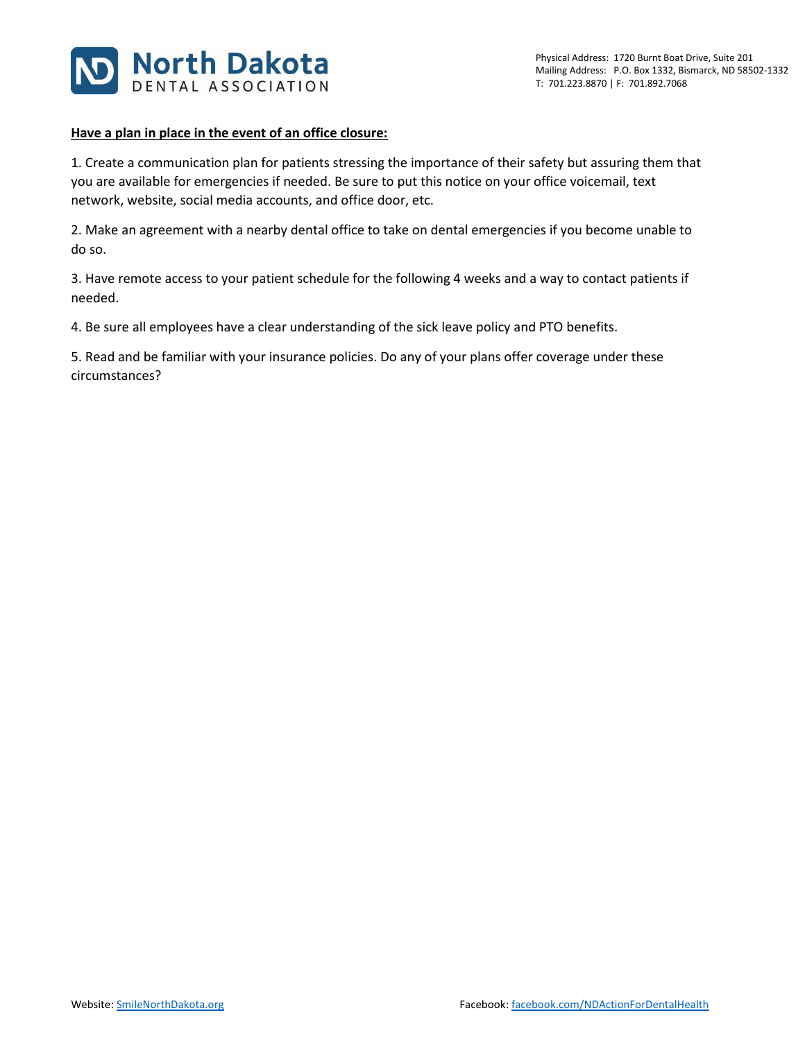**<u>Have a plan in place in the event of an office closure:</u>**

1. Create a communication plan for patients stressing the importance of their safety but assuring them that you are available for emergencies if needed. Be sure to put this notice on your office voicemail, text network, website, social media accounts, and office door, etc.

2. Make an agreement with a nearby dental office to take on dental emergencies if you become unable to do so.

3. Have remote access to your patient schedule for the following 4 weeks and a way to contact patients if needed.

4. Be sure all employees have a clear understanding of the sick leave policy and PTO benefits.

5. Read and be familiar with your insurance policies. Do any of your plans offer coverage under these circumstances?